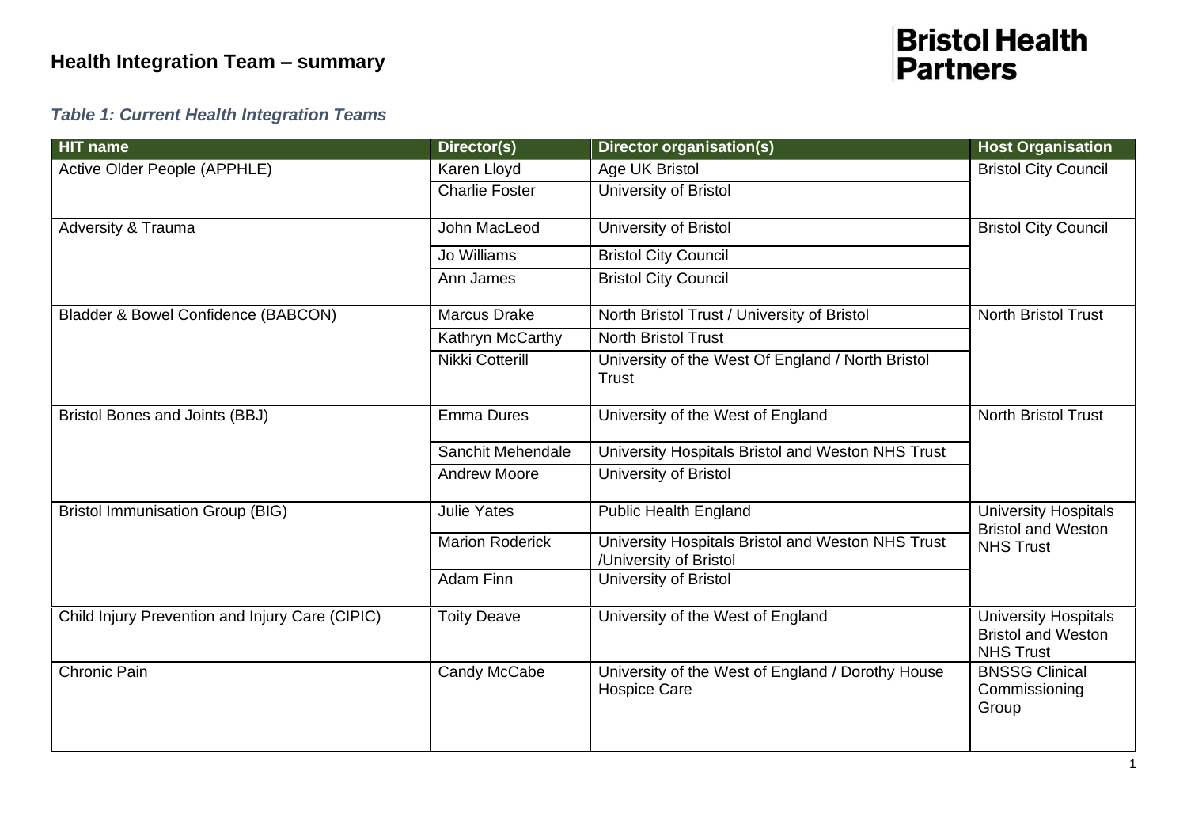# Health Integration Team – summary

**Bristol Health Partners**

***Table 1: Current Health Integration Teams***

| HIT name | Director(s) | Director organisation(s) | Host Organisation |
|---|---|---|---|
| Active Older People (APPHLE) | Karen Lloyd | Age UK Bristol | Bristol City Council |
| | Charlie Foster | University of Bristol | |
| Adversity & Trauma | John MacLeod | University of Bristol | Bristol City Council |
| | Jo Williams | Bristol City Council | |
| | Ann James | Bristol City Council | |
| Bladder & Bowel Confidence (BABCON) | Marcus Drake | North Bristol Trust / University of Bristol | North Bristol Trust |
| | Kathryn McCarthy | North Bristol Trust | |
| | Nikki Cotterill | University of the West Of England / North Bristol Trust | |
| Bristol Bones and Joints (BBJ) | Emma Dures | University of the West of England | North Bristol Trust |
| | Sanchit Mehendale | University Hospitals Bristol and Weston NHS Trust | |
| | Andrew Moore | University of Bristol | |
| Bristol Immunisation Group (BIG) | Julie Yates | Public Health England | University Hospitals Bristol and Weston NHS Trust |
| | Marion Roderick | University Hospitals Bristol and Weston NHS Trust /University of Bristol | |
| | Adam Finn | University of Bristol | |
| Child Injury Prevention and Injury Care (CIPIC) | Toity Deave | University of the West of England | University Hospitals Bristol and Weston NHS Trust |
| Chronic Pain | Candy McCabe | University of the West of England / Dorothy House Hospice Care | BNSSG Clinical Commissioning Group |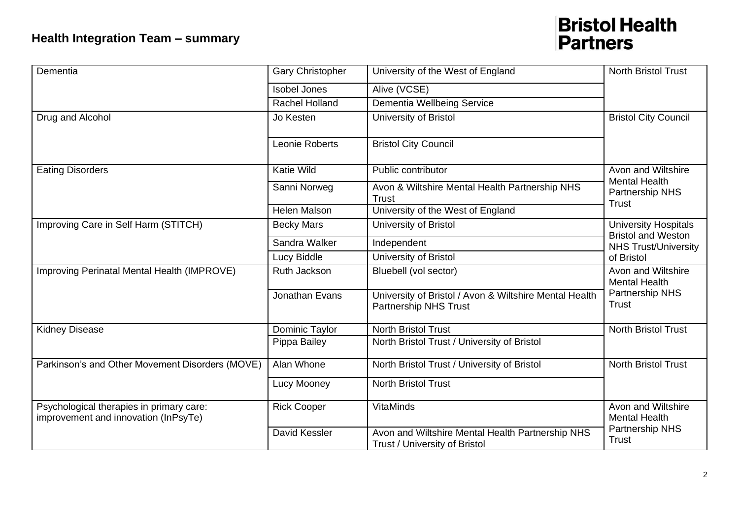## Health Integration Team – summary

| | | | |
|---|---|---|---|
| Dementia | Gary Christopher | University of the West of England | North Bristol Trust |
| | Isobel Jones | Alive (VCSE) | |
| | Rachel Holland | Dementia Wellbeing Service | |
| Drug and Alcohol | Jo Kesten | University of Bristol | Bristol City Council |
| | Leonie Roberts | Bristol City Council | |
| Eating Disorders | Katie Wild | Public contributor | Avon and Wiltshire Mental Health Partnership NHS Trust |
| | Sanni Norweg | Avon & Wiltshire Mental Health Partnership NHS Trust | |
| | Helen Malson | University of the West of England | |
| Improving Care in Self Harm (STITCH) | Becky Mars | University of Bristol | University Hospitals Bristol and Weston NHS Trust/University of Bristol |
| | Sandra Walker | Independent | |
| | Lucy Biddle | University of Bristol | |
| Improving Perinatal Mental Health (IMPROVE) | Ruth Jackson | Bluebell (vol sector) | Avon and Wiltshire Mental Health Partnership NHS Trust |
| | Jonathan Evans | University of Bristol / Avon & Wiltshire Mental Health Partnership NHS Trust | |
| Kidney Disease | Dominic Taylor | North Bristol Trust | North Bristol Trust |
| | Pippa Bailey | North Bristol Trust / University of Bristol | |
| Parkinson's and Other Movement Disorders (MOVE) | Alan Whone | North Bristol Trust / University of Bristol | North Bristol Trust |
| | Lucy Mooney | North Bristol Trust | |
| Psychological therapies in primary care: improvement and innovation (InPsyTe) | Rick Cooper | VitaMinds | Avon and Wiltshire Mental Health Partnership NHS Trust |
| | David Kessler | Avon and Wiltshire Mental Health Partnership NHS Trust / University of Bristol | |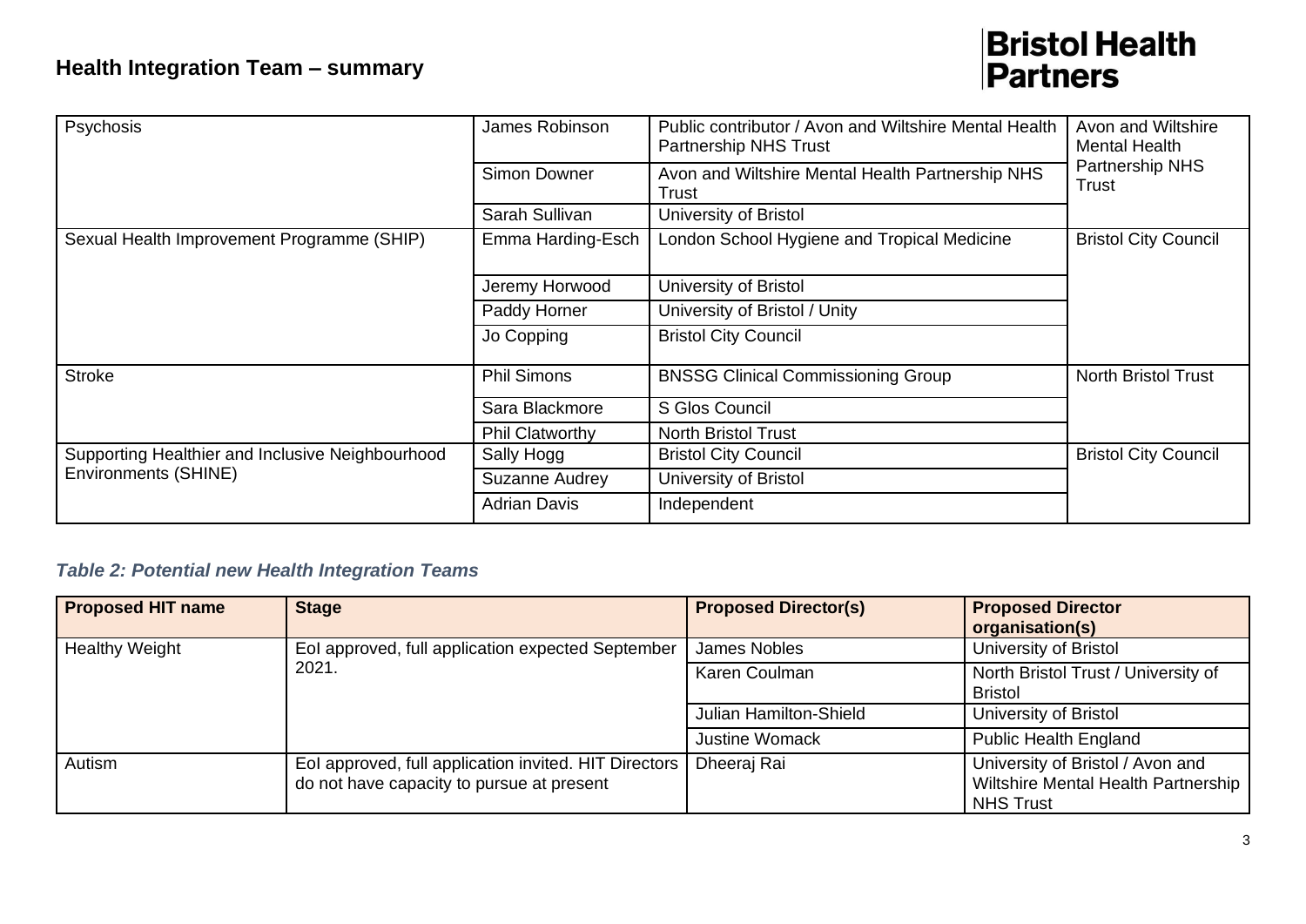| Psychosis | James Robinson | Public contributor / Avon and Wiltshire Mental Health Partnership NHS Trust | Avon and Wiltshire Mental Health Partnership NHS Trust |
|---|---|---|---|
| | Simon Downer | Avon and Wiltshire Mental Health Partnership NHS Trust | |
| | Sarah Sullivan | University of Bristol | |
| Sexual Health Improvement Programme (SHIP) | Emma Harding-Esch | London School Hygiene and Tropical Medicine | Bristol City Council |
| | Jeremy Horwood | University of Bristol | |
| | Paddy Horner | University of Bristol / Unity | |
| | Jo Copping | Bristol City Council | |
| Stroke | Phil Simons | BNSSG Clinical Commissioning Group | North Bristol Trust |
| | Sara Blackmore | S Glos Council | |
| | Phil Clatworthy | North Bristol Trust | |
| Supporting Healthier and Inclusive Neighbourhood Environments (SHINE) | Sally Hogg | Bristol City Council | Bristol City Council |
| | Suzanne Audrey | University of Bristol | |
| | Adrian Davis | Independent | |

### *Table 2: Potential new Health Integration Teams*

| Proposed HIT name | Stage | Proposed Director(s) | Proposed Director organisation(s) |
|---|---|---|---|
| Healthy Weight | EoI approved, full application expected September 2021. | James Nobles | University of Bristol |
| | | Karen Coulman | North Bristol Trust / University of Bristol |
| | | Julian Hamilton-Shield | University of Bristol |
| | | Justine Womack | Public Health England |
| Autism | EoI approved, full application invited. HIT Directors do not have capacity to pursue at present | Dheeraj Rai | University of Bristol / Avon and Wiltshire Mental Health Partnership NHS Trust |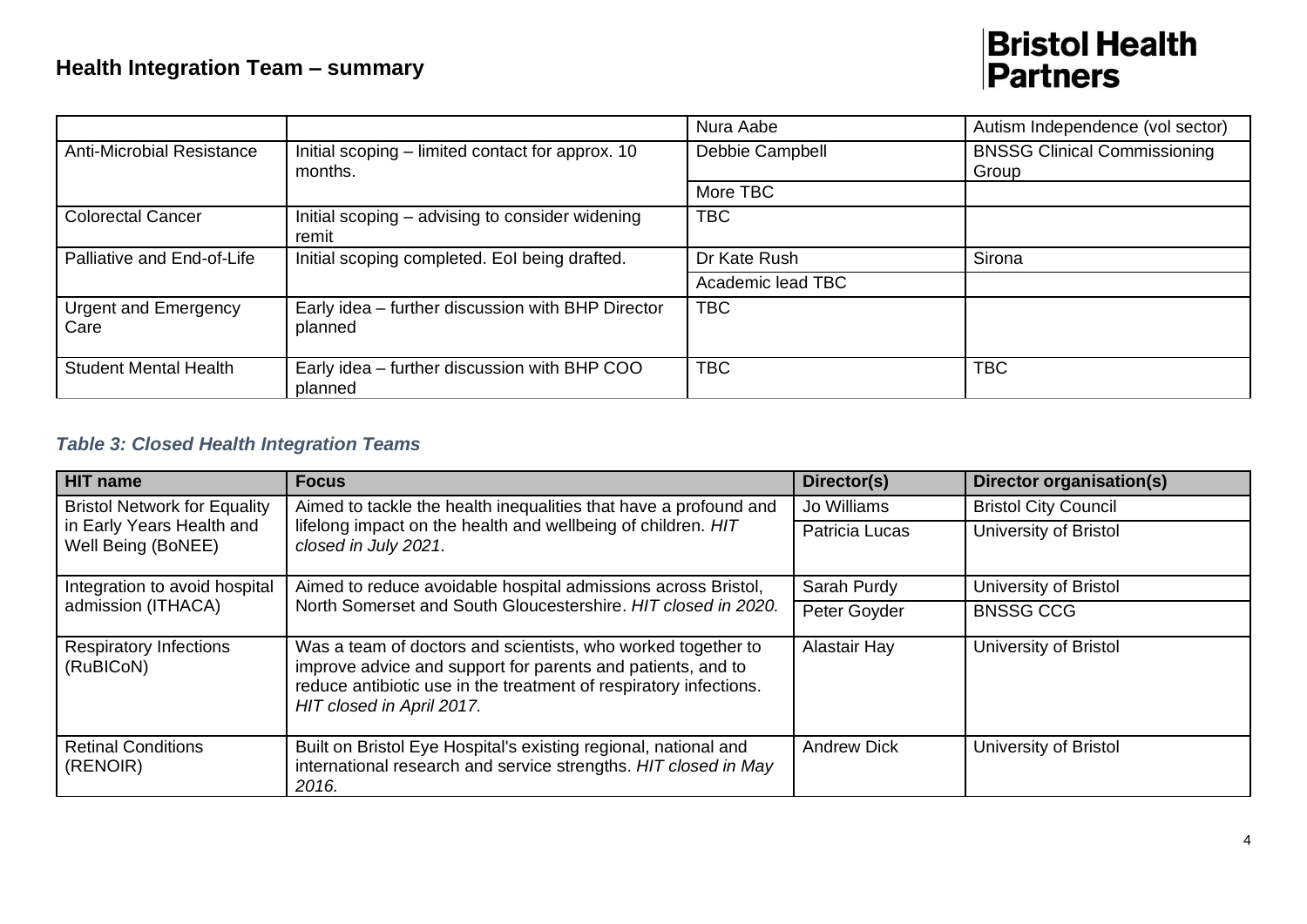| | | | |
|---|---|---|---|
| | | Nura Aabe | Autism Independence (vol sector) |
| Anti-Microbial Resistance | Initial scoping – limited contact for approx. 10 months. | Debbie Campbell | BNSSG Clinical Commissioning Group |
| | | More TBC | |
| Colorectal Cancer | Initial scoping – advising to consider widening remit | TBC | |
| Palliative and End-of-Life | Initial scoping completed. EoI being drafted. | Dr Kate Rush | Sirona |
| | | Academic lead TBC | |
| Urgent and Emergency Care | Early idea – further discussion with BHP Director planned | TBC | |
| Student Mental Health | Early idea – further discussion with BHP COO planned | TBC | TBC |

### *Table 3: Closed Health Integration Teams*

| HIT name | Focus | Director(s) | Director organisation(s) |
|---|---|---|---|
| Bristol Network for Equality in Early Years Health and Well Being (BoNEE) | Aimed to tackle the health inequalities that have a profound and lifelong impact on the health and wellbeing of children. *HIT closed in July 2021.* | Jo Williams | Bristol City Council |
| | | Patricia Lucas | University of Bristol |
| Integration to avoid hospital admission (ITHACA) | Aimed to reduce avoidable hospital admissions across Bristol, North Somerset and South Gloucestershire. *HIT closed in 2020.* | Sarah Purdy | University of Bristol |
| | | Peter Goyder | BNSSG CCG |
| Respiratory Infections (RuBICoN) | Was a team of doctors and scientists, who worked together to improve advice and support for parents and patients, and to reduce antibiotic use in the treatment of respiratory infections. *HIT closed in April 2017.* | Alastair Hay | University of Bristol |
| Retinal Conditions (RENOIR) | Built on Bristol Eye Hospital's existing regional, national and international research and service strengths. *HIT closed in May 2016.* | Andrew Dick | University of Bristol |